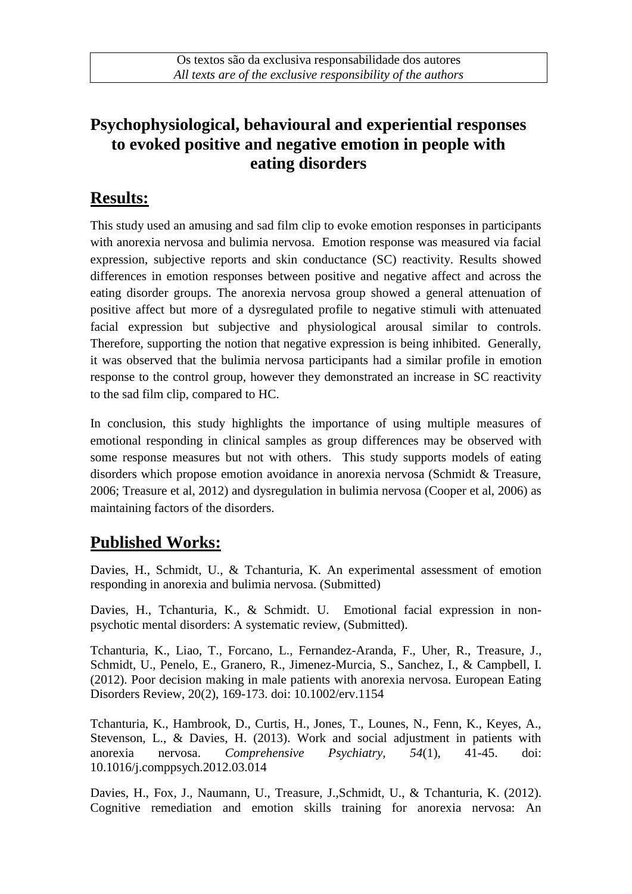Os textos são da exclusiva responsabilidade dos autores
*All texts are of the exclusive responsibility of the authors*

# Psychophysiological, behavioural and experiential responses to evoked positive and negative emotion in people with eating disorders

## Results:

This study used an amusing and sad film clip to evoke emotion responses in participants with anorexia nervosa and bulimia nervosa. Emotion response was measured via facial expression, subjective reports and skin conductance (SC) reactivity. Results showed differences in emotion responses between positive and negative affect and across the eating disorder groups. The anorexia nervosa group showed a general attenuation of positive affect but more of a dysregulated profile to negative stimuli with attenuated facial expression but subjective and physiological arousal similar to controls. Therefore, supporting the notion that negative expression is being inhibited. Generally, it was observed that the bulimia nervosa participants had a similar profile in emotion response to the control group, however they demonstrated an increase in SC reactivity to the sad film clip, compared to HC.

In conclusion, this study highlights the importance of using multiple measures of emotional responding in clinical samples as group differences may be observed with some response measures but not with others. This study supports models of eating disorders which propose emotion avoidance in anorexia nervosa (Schmidt & Treasure, 2006; Treasure et al, 2012) and dysregulation in bulimia nervosa (Cooper et al, 2006) as maintaining factors of the disorders.

## Published Works:

Davies, H., Schmidt, U., & Tchanturia, K. An experimental assessment of emotion responding in anorexia and bulimia nervosa. (Submitted)

Davies, H., Tchanturia, K., & Schmidt. U. Emotional facial expression in non-psychotic mental disorders: A systematic review, (Submitted).

Tchanturia, K., Liao, T., Forcano, L., Fernandez-Aranda, F., Uher, R., Treasure, J., Schmidt, U., Penelo, E., Granero, R., Jimenez-Murcia, S., Sanchez, I., & Campbell, I. (2012). Poor decision making in male patients with anorexia nervosa. European Eating Disorders Review, 20(2), 169-173. doi: 10.1002/erv.1154

Tchanturia, K., Hambrook, D., Curtis, H., Jones, T., Lounes, N., Fenn, K., Keyes, A., Stevenson, L., & Davies, H. (2013). Work and social adjustment in patients with anorexia nervosa. *Comprehensive Psychiatry, 54*(1), 41-45. doi: 10.1016/j.comppsych.2012.03.014

Davies, H., Fox, J., Naumann, U., Treasure, J.,Schmidt, U., & Tchanturia, K. (2012). Cognitive remediation and emotion skills training for anorexia nervosa: An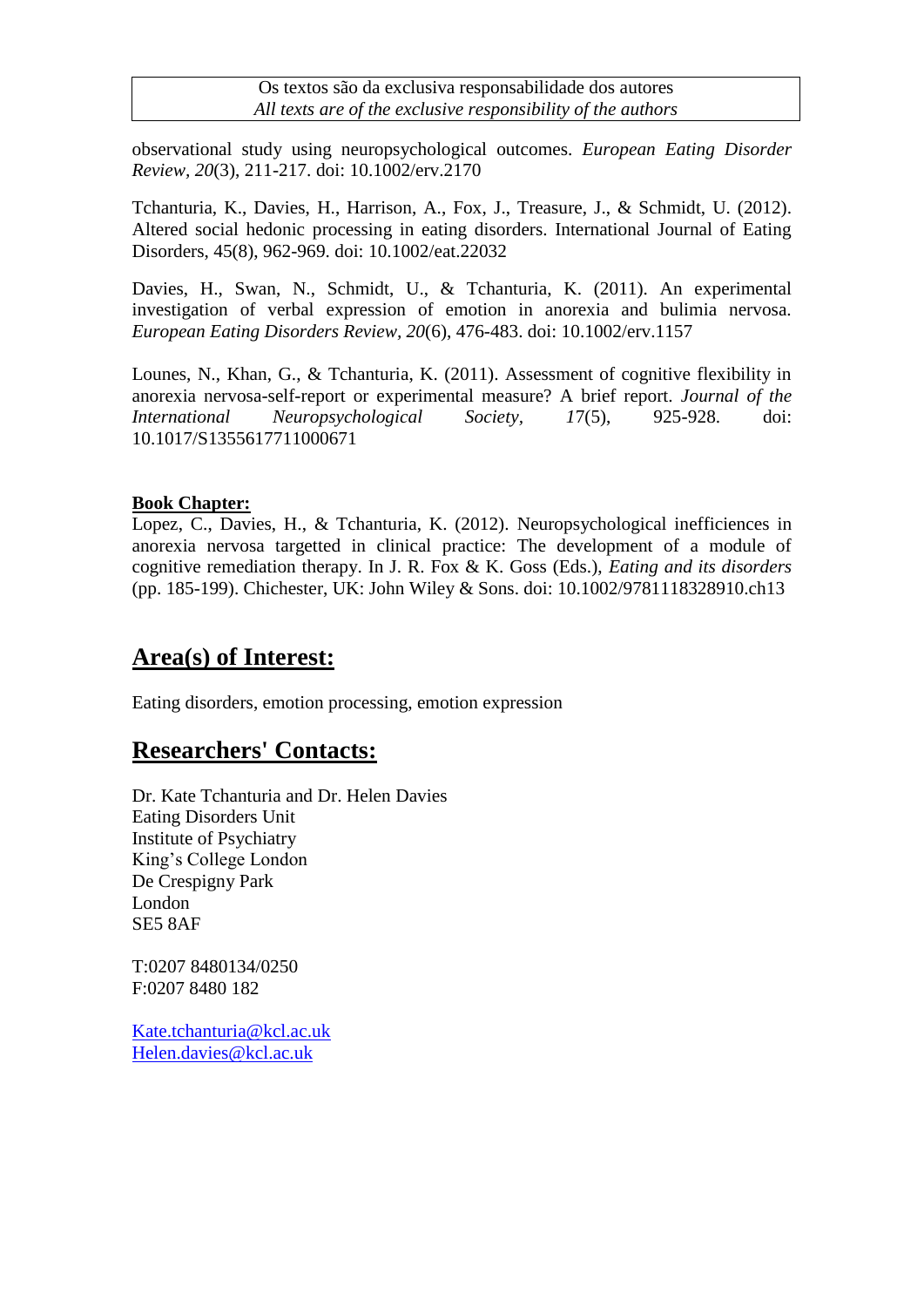observational study using neuropsychological outcomes. *European Eating Disorder Review, 20*(3), 211-217. doi: 10.1002/erv.2170

Tchanturia, K., Davies, H., Harrison, A., Fox, J., Treasure, J., & Schmidt, U. (2012). Altered social hedonic processing in eating disorders. International Journal of Eating Disorders, 45(8), 962-969. doi: 10.1002/eat.22032

Davies, H., Swan, N., Schmidt, U., & Tchanturia, K. (2011). An experimental investigation of verbal expression of emotion in anorexia and bulimia nervosa. *European Eating Disorders Review, 20*(6), 476-483. doi: 10.1002/erv.1157

Lounes, N., Khan, G., & Tchanturia, K. (2011). Assessment of cognitive flexibility in anorexia nervosa-self-report or experimental measure? A brief report. *Journal of the International Neuropsychological Society, 17*(5), 925-928. doi: 10.1017/S1355617711000671

**Book Chapter:**

Lopez, C., Davies, H., & Tchanturia, K. (2012). Neuropsychological inefficiences in anorexia nervosa targetted in clinical practice: The development of a module of cognitive remediation therapy. In J. R. Fox & K. Goss (Eds.), *Eating and its disorders* (pp. 185-199). Chichester, UK: John Wiley & Sons. doi: 10.1002/9781118328910.ch13

## Area(s) of Interest:

Eating disorders, emotion processing, emotion expression

## Researchers' Contacts:

Dr. Kate Tchanturia and Dr. Helen Davies
Eating Disorders Unit
Institute of Psychiatry
King's College London
De Crespigny Park
London
SE5 8AF

T:0207 8480134/0250
F:0207 8480 182

Kate.tchanturia@kcl.ac.uk
Helen.davies@kcl.ac.uk